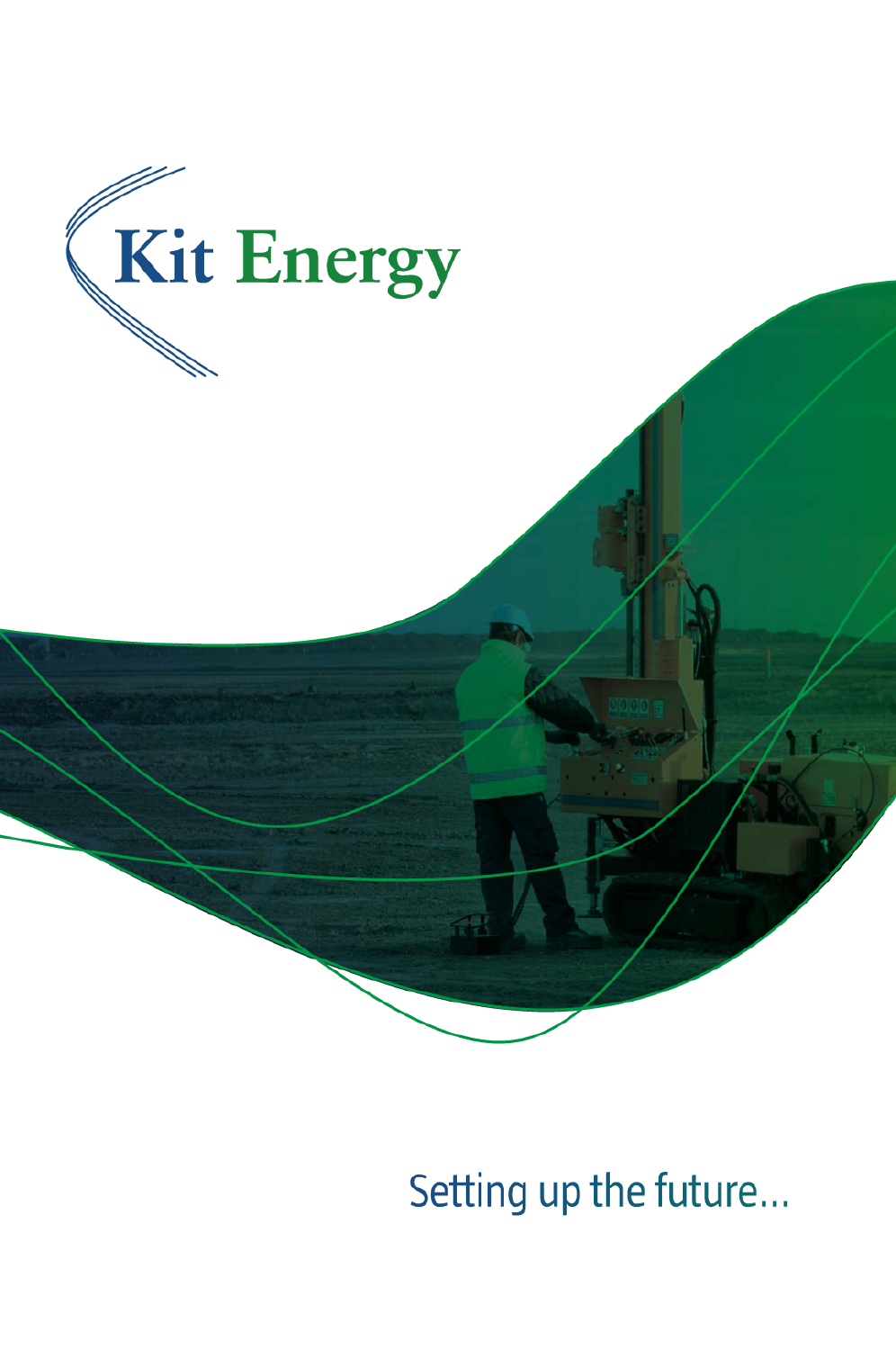# Kit Energy

Setting up the future...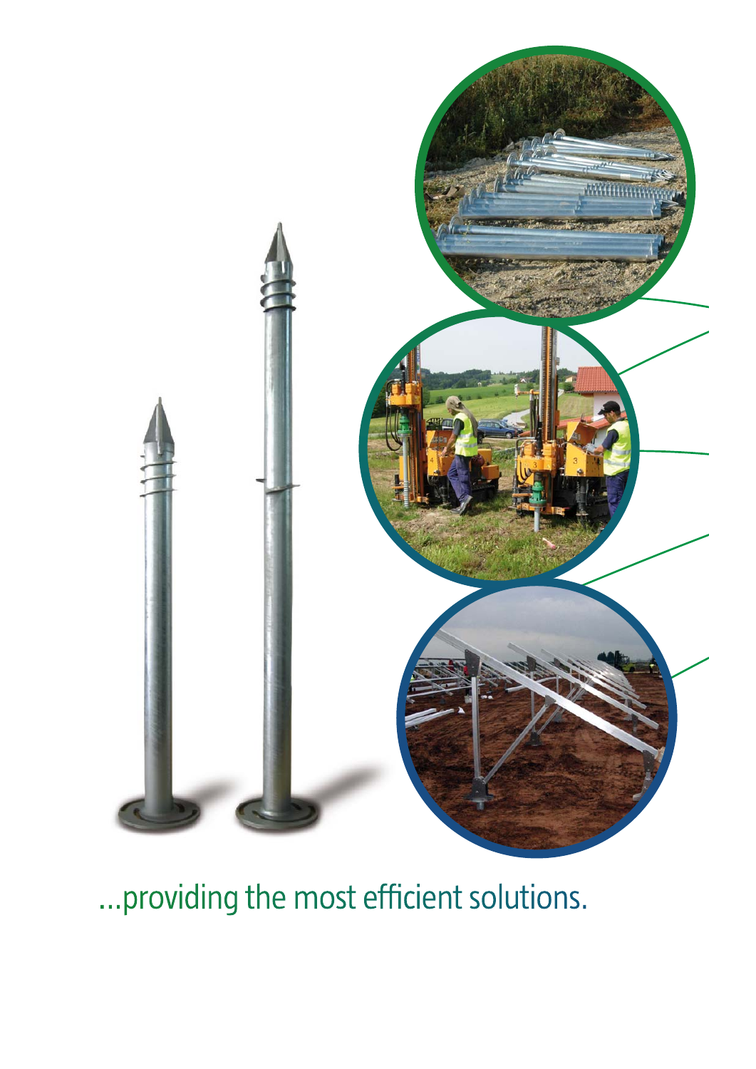...providing the most efficient solutions.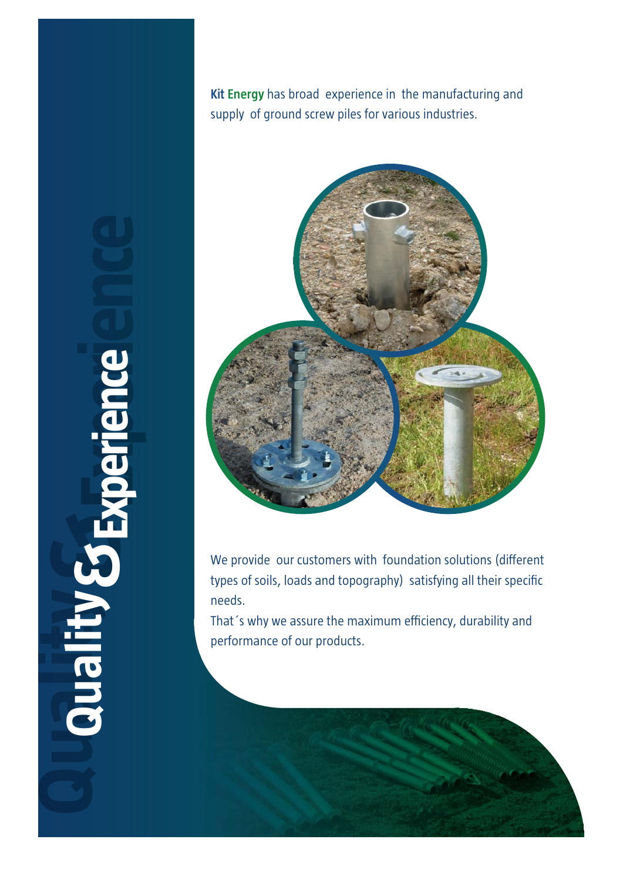# Quality & Experience

**Kit Energy** has broad experience in the manufacturing and supply of ground screw piles for various industries.

We provide our customers with foundation solutions (different types of soils, loads and topography) satisfying all their specific needs.

That´s why we assure the maximum efficiency, durability and performance of our products.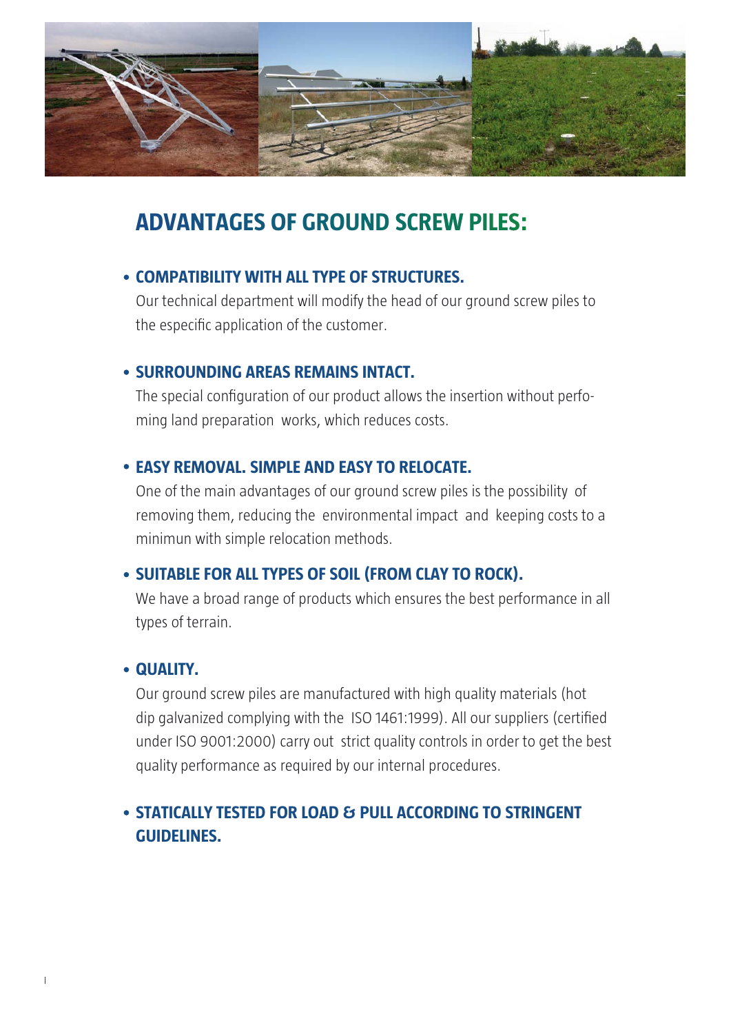## ADVANTAGES OF GROUND SCREW PILES:

- **COMPATIBILITY WITH ALL TYPE OF STRUCTURES.**

  Our technical department will modify the head of our ground screw piles to the especific application of the customer.

- **SURROUNDING AREAS REMAINS INTACT.**

  The special configuration of our product allows the insertion without perfo-ming land preparation works, which reduces costs.

- **EASY REMOVAL. SIMPLE AND EASY TO RELOCATE.**

  One of the main advantages of our ground screw piles is the possibility of removing them, reducing the environmental impact and keeping costs to a minimun with simple relocation methods.

- **SUITABLE FOR ALL TYPES OF SOIL (FROM CLAY TO ROCK).**

  We have a broad range of products which ensures the best performance in all types of terrain.

- **QUALITY.**

  Our ground screw piles are manufactured with high quality materials (hot dip galvanized complying with the ISO 1461:1999). All our suppliers (certified under ISO 9001:2000) carry out strict quality controls in order to get the best quality performance as required by our internal procedures.

- **STATICALLY TESTED FOR LOAD & PULL ACCORDING TO STRINGENT GUIDELINES.**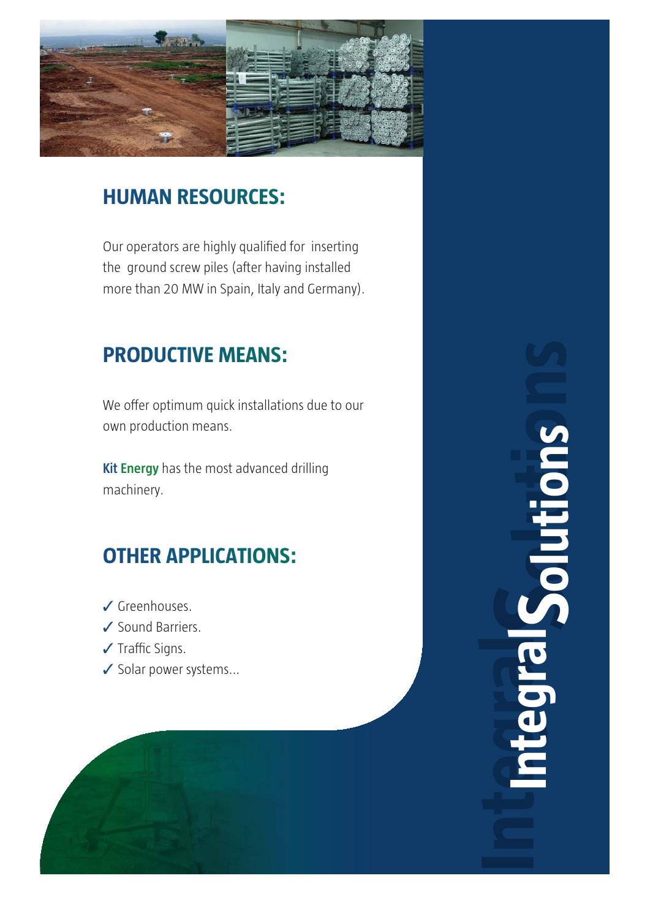## HUMAN RESOURCES:

Our operators are highly qualified for inserting the ground screw piles (after having installed more than 20 MW in Spain, Italy and Germany).

## PRODUCTIVE MEANS:

We offer optimum quick installations due to our own production means.

**Kit Energy** has the most advanced drilling machinery.

## OTHER APPLICATIONS:

- ✓ Greenhouses.
- ✓ Sound Barriers.
- ✓ Traffic Signs.
- ✓ Solar power systems...

**IntegralSolutions**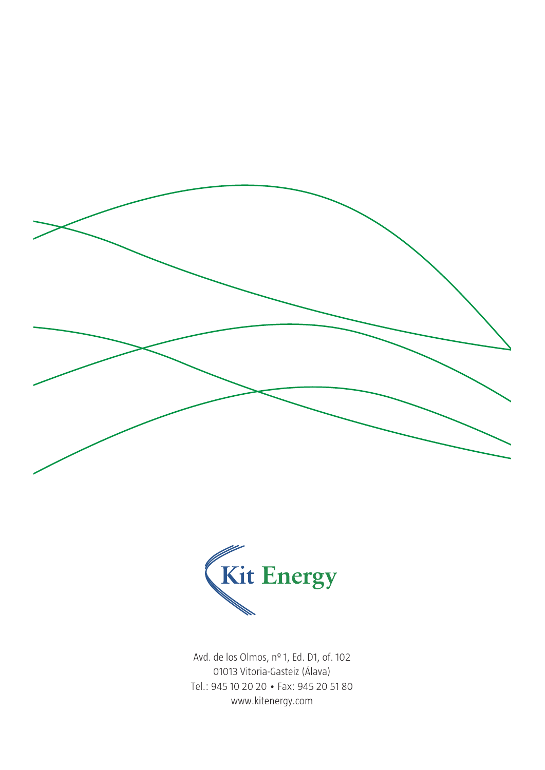Kit Energy

Avd. de los Olmos, nº 1, Ed. D1, of. 102
01013 Vitoria-Gasteiz (Álava)
Tel.: 945 10 20 20 • Fax: 945 20 51 80
www.kitenergy.com